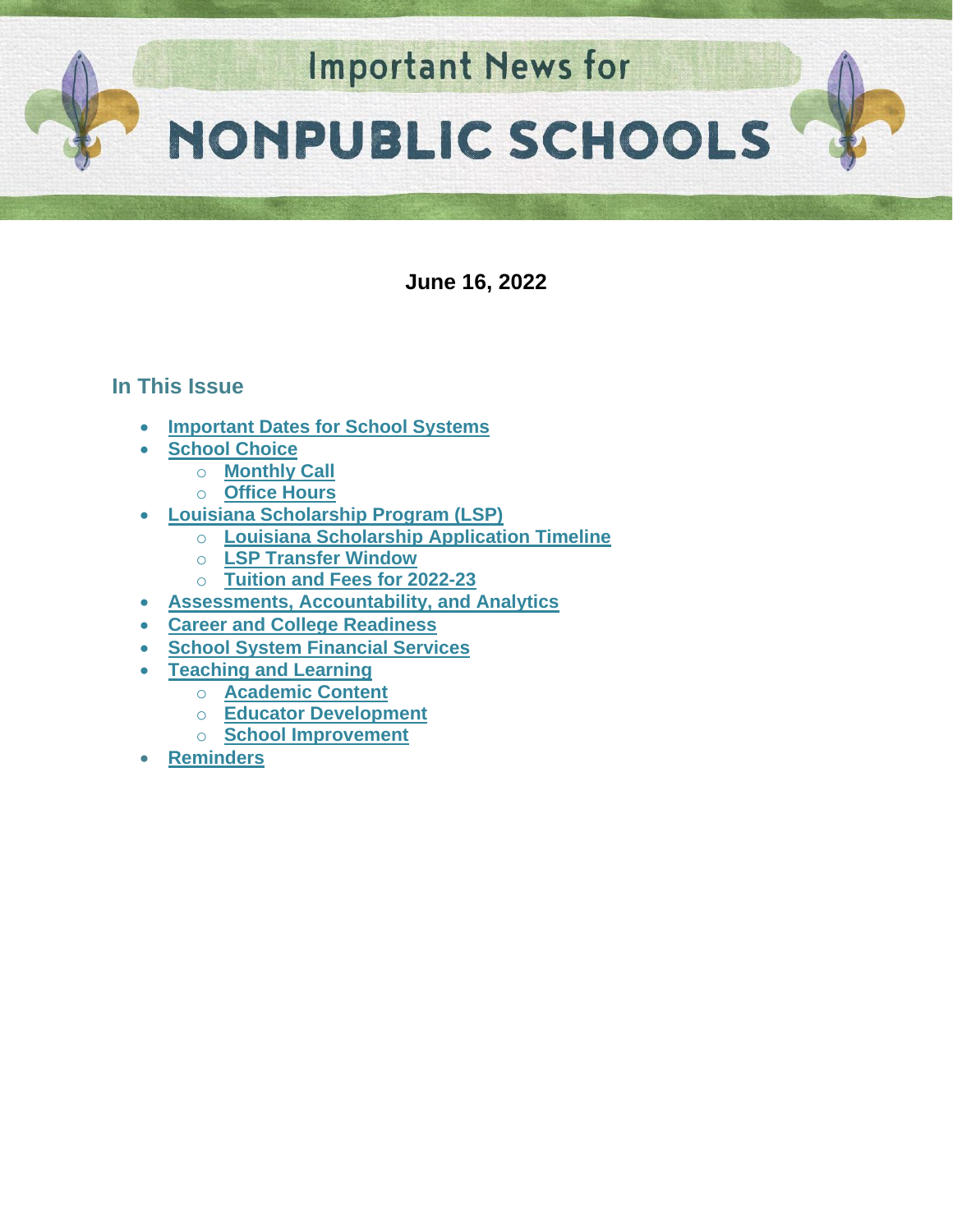# Important News for NONPUBLIC SCHOOLS

**June 16, 2022**

## In This Issue

- **Important Dates for School Systems**
- **School Choice**
  - **Monthly Call**
  - **Office Hours**
- **Louisiana Scholarship Program (LSP)**
  - **Louisiana Scholarship Application Timeline**
  - **LSP Transfer Window**
  - **Tuition and Fees for 2022-23**
- **Assessments, Accountability, and Analytics**
- **Career and College Readiness**
- **School System Financial Services**
- **Teaching and Learning**
  - **Academic Content**
  - **Educator Development**
  - **School Improvement**
- **Reminders**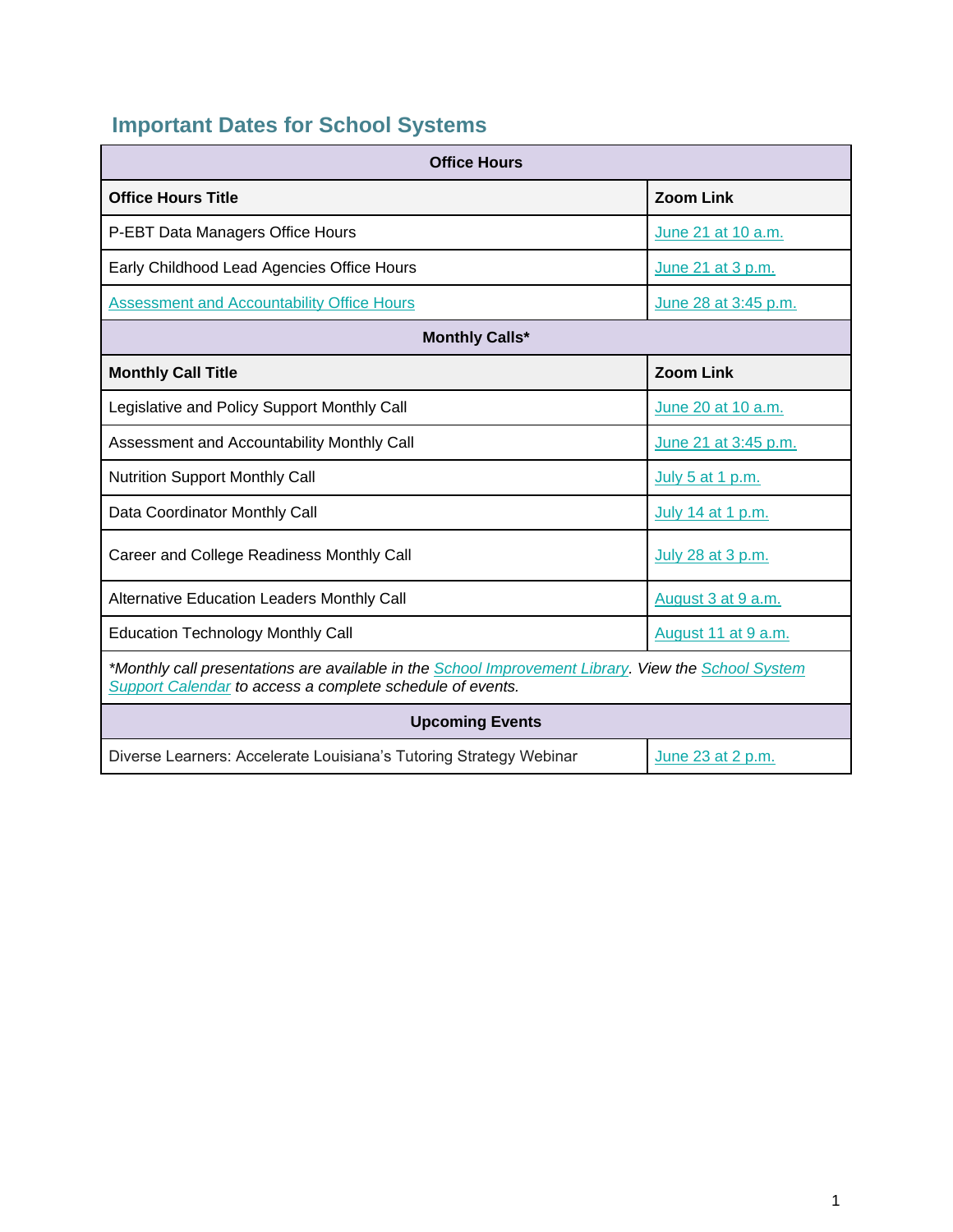## Important Dates for School Systems

| Office Hours | |
|---|---|
| **Office Hours Title** | **Zoom Link** |
| P-EBT Data Managers Office Hours | June 21 at 10 a.m. |
| Early Childhood Lead Agencies Office Hours | June 21 at 3 p.m. |
| Assessment and Accountability Office Hours | June 28 at 3:45 p.m. |
| **Monthly Calls*** | |
| **Monthly Call Title** | **Zoom Link** |
| Legislative and Policy Support Monthly Call | June 20 at 10 a.m. |
| Assessment and Accountability Monthly Call | June 21 at 3:45 p.m. |
| Nutrition Support Monthly Call | July 5 at 1 p.m. |
| Data Coordinator Monthly Call | July 14 at 1 p.m. |
| Career and College Readiness Monthly Call | July 28 at 3 p.m. |
| Alternative Education Leaders Monthly Call | August 3 at 9 a.m. |
| Education Technology Monthly Call | August 11 at 9 a.m. |
| *\*Monthly call presentations are available in the School Improvement Library. View the School System Support Calendar to access a complete schedule of events.* | |
| **Upcoming Events** | |
| Diverse Learners: Accelerate Louisiana's Tutoring Strategy Webinar | June 23 at 2 p.m. |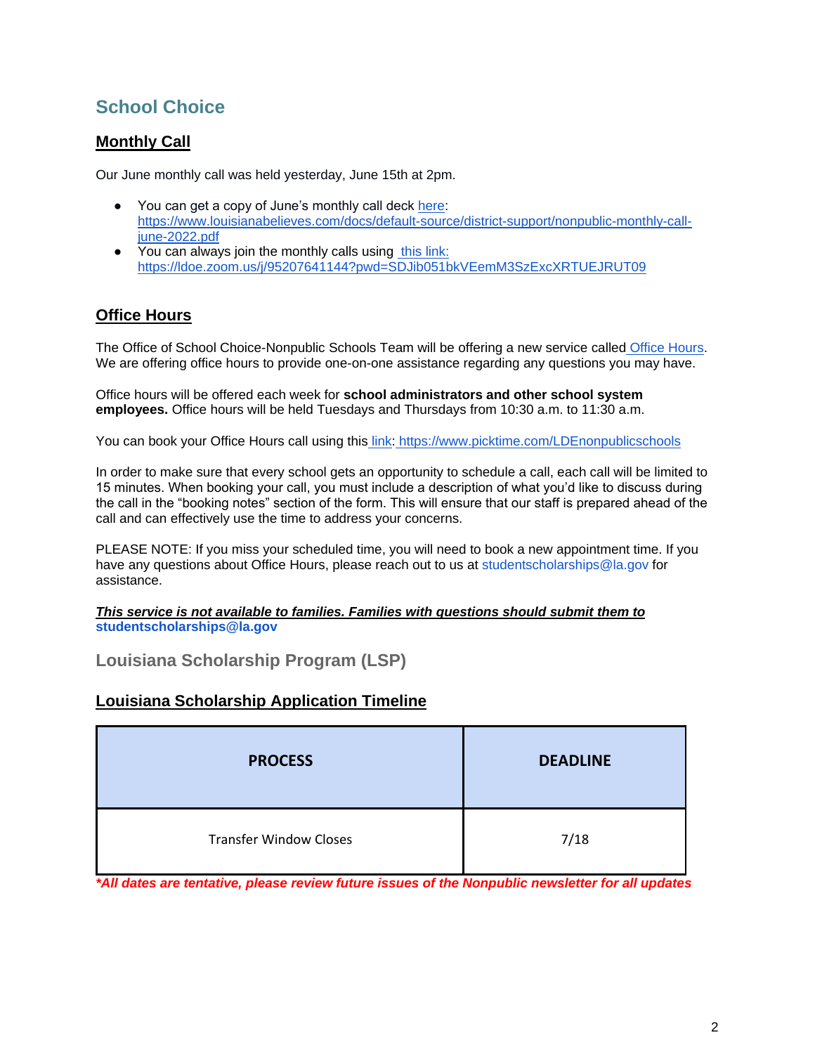## School Choice

### Monthly Call

Our June monthly call was held yesterday, June 15th at 2pm.

- You can get a copy of June's monthly call deck [here](https://www.louisianabelieves.com/docs/default-source/district-support/nonpublic-monthly-call-june-2022.pdf): https://www.louisianabelieves.com/docs/default-source/district-support/nonpublic-monthly-call-june-2022.pdf
- You can always join the monthly calls using [this link:](https://ldoe.zoom.us/j/95207641144?pwd=SDJib051bkVEemM3SzExcXRTUEJRUT09) https://ldoe.zoom.us/j/95207641144?pwd=SDJib051bkVEemM3SzExcXRTUEJRUT09

### Office Hours

The Office of School Choice-Nonpublic Schools Team will be offering a new service called Office Hours. We are offering office hours to provide one-on-one assistance regarding any questions you may have.

Office hours will be offered each week for **school administrators and other school system employees.** Office hours will be held Tuesdays and Thursdays from 10:30 a.m. to 11:30 a.m.

You can book your Office Hours call using this [link](https://www.picktime.com/LDEnonpublicschools): https://www.picktime.com/LDEnonpublicschools

In order to make sure that every school gets an opportunity to schedule a call, each call will be limited to 15 minutes. When booking your call, you must include a description of what you'd like to discuss during the call in the "booking notes" section of the form. This will ensure that our staff is prepared ahead of the call and can effectively use the time to address your concerns.

PLEASE NOTE: If you miss your scheduled time, you will need to book a new appointment time. If you have any questions about Office Hours, please reach out to us at studentscholarships@la.gov for assistance.

***This service is not available to families. Families with questions should submit them to studentscholarships@la.gov***

## Louisiana Scholarship Program (LSP)

### Louisiana Scholarship Application Timeline

| PROCESS | DEADLINE |
|---|---|
| Transfer Window Closes | 7/18 |

****All dates are tentative, please review future issues of the Nonpublic newsletter for all updates***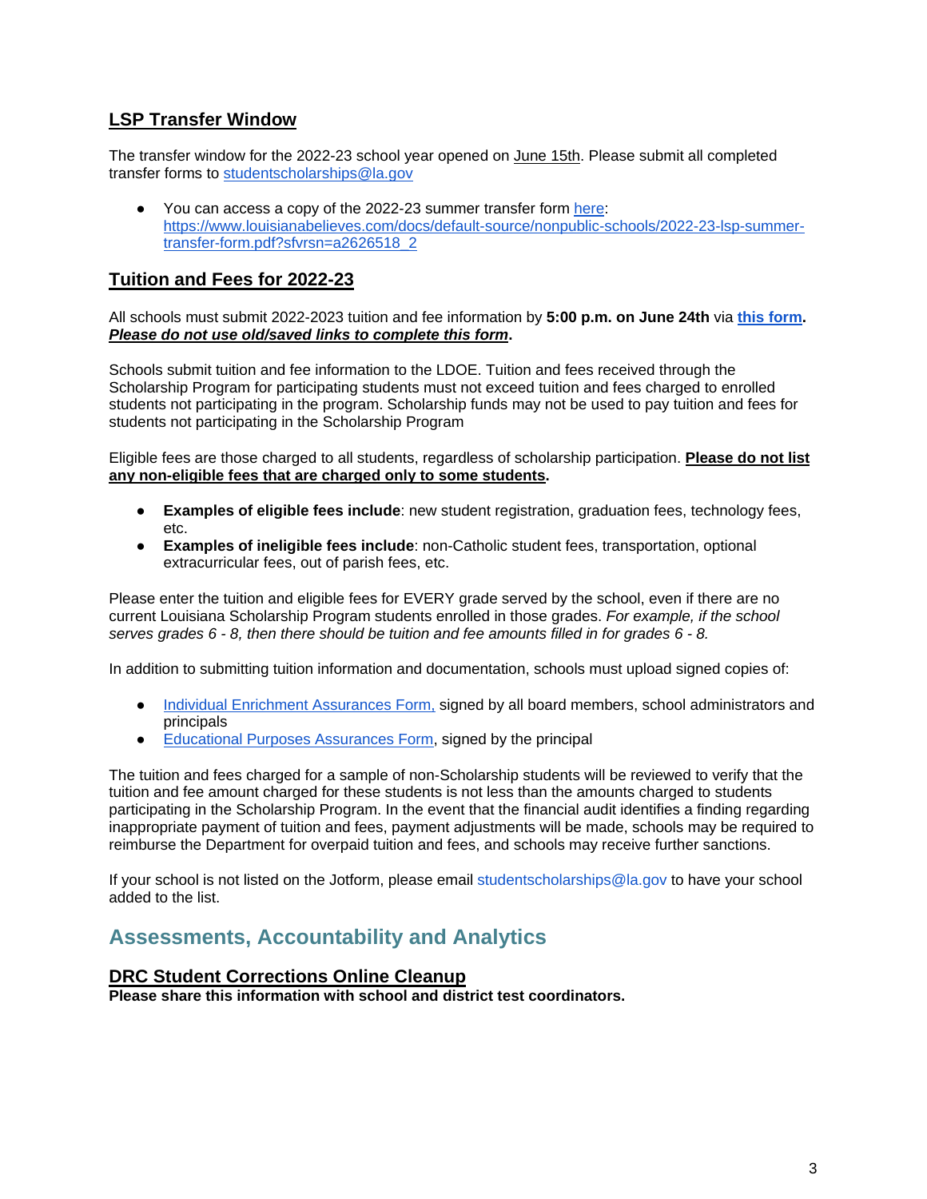## LSP Transfer Window

The transfer window for the 2022-23 school year opened on June 15th. Please submit all completed transfer forms to studentscholarships@la.gov

- You can access a copy of the 2022-23 summer transfer form here: https://www.louisianabelieves.com/docs/default-source/nonpublic-schools/2022-23-lsp-summer-transfer-form.pdf?sfvrsn=a2626518_2

## Tuition and Fees for 2022-23

All schools must submit 2022-2023 tuition and fee information by **5:00 p.m. on June 24th** via **this form**. ***Please do not use old/saved links to complete this form*.**

Schools submit tuition and fee information to the LDOE. Tuition and fees received through the Scholarship Program for participating students must not exceed tuition and fees charged to enrolled students not participating in the program. Scholarship funds may not be used to pay tuition and fees for students not participating in the Scholarship Program

Eligible fees are those charged to all students, regardless of scholarship participation. **Please do not list any non-eligible fees that are charged only to some students.**

- **Examples of eligible fees include**: new student registration, graduation fees, technology fees, etc.
- **Examples of ineligible fees include**: non-Catholic student fees, transportation, optional extracurricular fees, out of parish fees, etc.

Please enter the tuition and eligible fees for EVERY grade served by the school, even if there are no current Louisiana Scholarship Program students enrolled in those grades. *For example, if the school serves grades 6 - 8, then there should be tuition and fee amounts filled in for grades 6 - 8.*

In addition to submitting tuition information and documentation, schools must upload signed copies of:

- Individual Enrichment Assurances Form, signed by all board members, school administrators and principals
- Educational Purposes Assurances Form, signed by the principal

The tuition and fees charged for a sample of non-Scholarship students will be reviewed to verify that the tuition and fee amount charged for these students is not less than the amounts charged to students participating in the Scholarship Program. In the event that the financial audit identifies a finding regarding inappropriate payment of tuition and fees, payment adjustments will be made, schools may be required to reimburse the Department for overpaid tuition and fees, and schools may receive further sanctions.

If your school is not listed on the Jotform, please email studentscholarships@la.gov to have your school added to the list.

# Assessments, Accountability and Analytics

## DRC Student Corrections Online Cleanup

**Please share this information with school and district test coordinators.**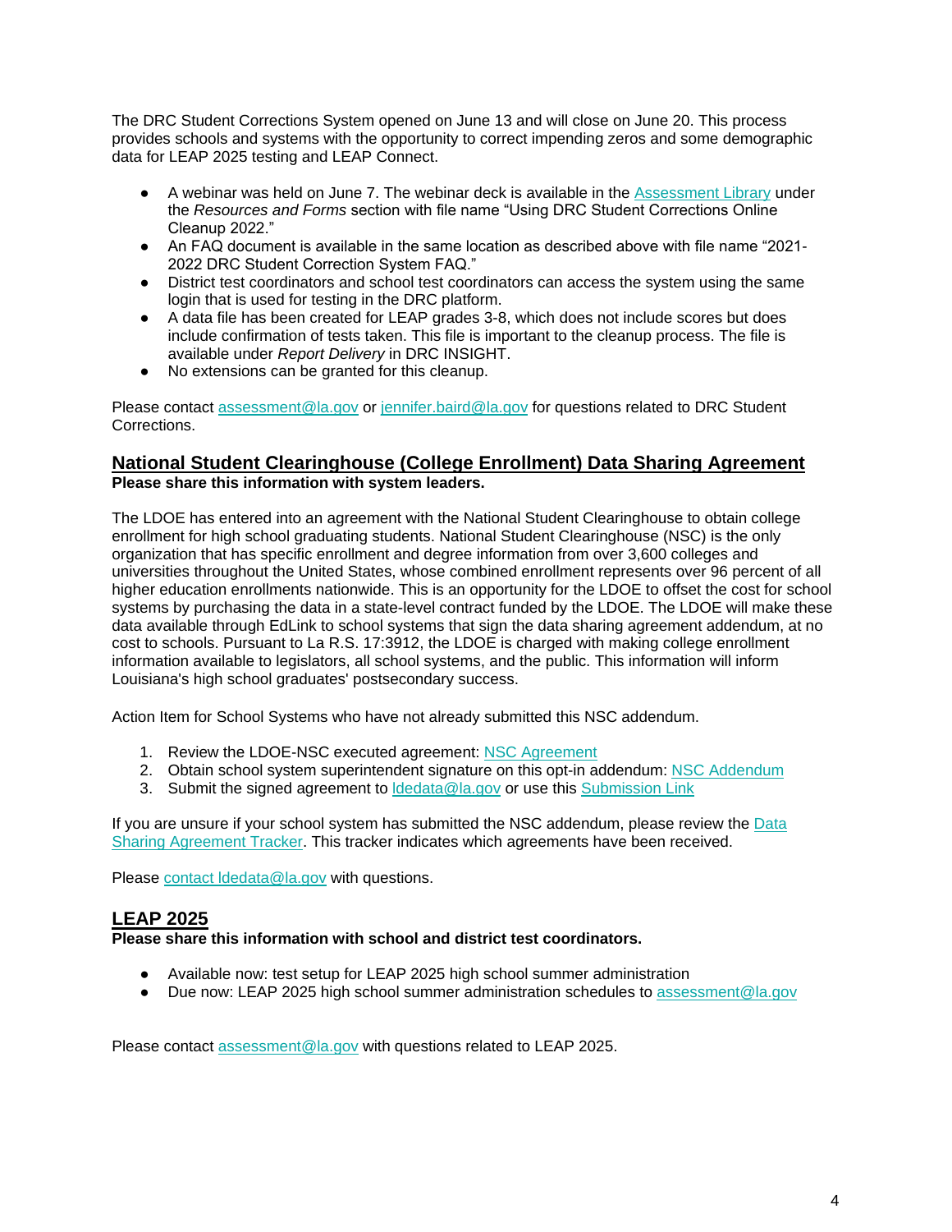The DRC Student Corrections System opened on June 13 and will close on June 20. This process provides schools and systems with the opportunity to correct impending zeros and some demographic data for LEAP 2025 testing and LEAP Connect.

- A webinar was held on June 7. The webinar deck is available in the Assessment Library under the *Resources and Forms* section with file name "Using DRC Student Corrections Online Cleanup 2022."
- An FAQ document is available in the same location as described above with file name "2021-2022 DRC Student Correction System FAQ."
- District test coordinators and school test coordinators can access the system using the same login that is used for testing in the DRC platform.
- A data file has been created for LEAP grades 3-8, which does not include scores but does include confirmation of tests taken. This file is important to the cleanup process. The file is available under *Report Delivery* in DRC INSIGHT.
- No extensions can be granted for this cleanup.

Please contact assessment@la.gov or jennifer.baird@la.gov for questions related to DRC Student Corrections.

## National Student Clearinghouse (College Enrollment) Data Sharing Agreement

**Please share this information with system leaders.**

The LDOE has entered into an agreement with the National Student Clearinghouse to obtain college enrollment for high school graduating students. National Student Clearinghouse (NSC) is the only organization that has specific enrollment and degree information from over 3,600 colleges and universities throughout the United States, whose combined enrollment represents over 96 percent of all higher education enrollments nationwide. This is an opportunity for the LDOE to offset the cost for school systems by purchasing the data in a state-level contract funded by the LDOE. The LDOE will make these data available through EdLink to school systems that sign the data sharing agreement addendum, at no cost to schools. Pursuant to La R.S. 17:3912, the LDOE is charged with making college enrollment information available to legislators, all school systems, and the public. This information will inform Louisiana's high school graduates' postsecondary success.

Action Item for School Systems who have not already submitted this NSC addendum.

1. Review the LDOE-NSC executed agreement: NSC Agreement
2. Obtain school system superintendent signature on this opt-in addendum: NSC Addendum
3. Submit the signed agreement to ldedata@la.gov or use this Submission Link

If you are unsure if your school system has submitted the NSC addendum, please review the Data Sharing Agreement Tracker. This tracker indicates which agreements have been received.

Please contact ldedata@la.gov with questions.

## LEAP 2025

**Please share this information with school and district test coordinators.**

- Available now: test setup for LEAP 2025 high school summer administration
- Due now: LEAP 2025 high school summer administration schedules to assessment@la.gov

Please contact assessment@la.gov with questions related to LEAP 2025.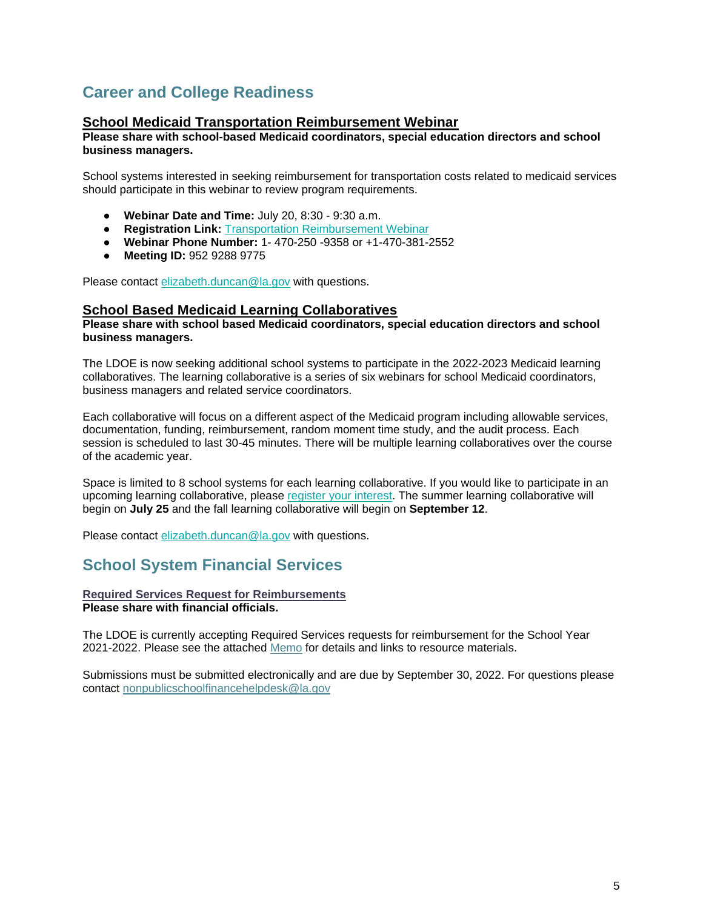## Career and College Readiness

### School Medicaid Transportation Reimbursement Webinar

**Please share with school-based Medicaid coordinators, special education directors and school business managers.**

School systems interested in seeking reimbursement for transportation costs related to medicaid services should participate in this webinar to review program requirements.

- **Webinar Date and Time:** July 20, 8:30 - 9:30 a.m.
- **Registration Link:** Transportation Reimbursement Webinar
- **Webinar Phone Number:** 1- 470-250 -9358 or +1-470-381-2552
- **Meeting ID:** 952 9288 9775

Please contact elizabeth.duncan@la.gov with questions.

### School Based Medicaid Learning Collaboratives

**Please share with school based Medicaid coordinators, special education directors and school business managers.**

The LDOE is now seeking additional school systems to participate in the 2022-2023 Medicaid learning collaboratives. The learning collaborative is a series of six webinars for school Medicaid coordinators, business managers and related service coordinators.

Each collaborative will focus on a different aspect of the Medicaid program including allowable services, documentation, funding, reimbursement, random moment time study, and the audit process. Each session is scheduled to last 30-45 minutes. There will be multiple learning collaboratives over the course of the academic year.

Space is limited to 8 school systems for each learning collaborative. If you would like to participate in an upcoming learning collaborative, please register your interest. The summer learning collaborative will begin on **July 25** and the fall learning collaborative will begin on **September 12**.

Please contact elizabeth.duncan@la.gov with questions.

## School System Financial Services

### Required Services Request for Reimbursements

**Please share with financial officials.**

The LDOE is currently accepting Required Services requests for reimbursement for the School Year 2021-2022. Please see the attached Memo for details and links to resource materials.

Submissions must be submitted electronically and are due by September 30, 2022. For questions please contact nonpublicschoolfinancehelpdesk@la.gov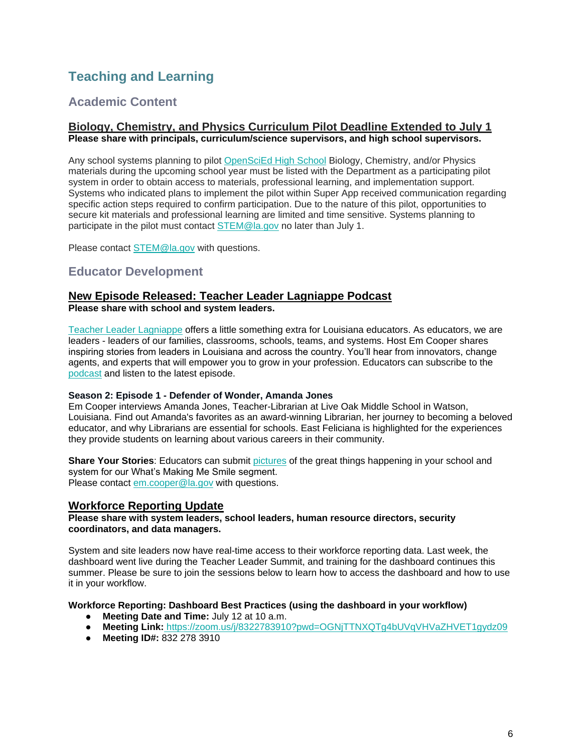# Teaching and Learning

## Academic Content

### Biology, Chemistry, and Physics Curriculum Pilot Deadline Extended to July 1

**Please share with principals, curriculum/science supervisors, and high school supervisors.**

Any school systems planning to pilot OpenSciEd High School Biology, Chemistry, and/or Physics materials during the upcoming school year must be listed with the Department as a participating pilot system in order to obtain access to materials, professional learning, and implementation support. Systems who indicated plans to implement the pilot within Super App received communication regarding specific action steps required to confirm participation. Due to the nature of this pilot, opportunities to secure kit materials and professional learning are limited and time sensitive. Systems planning to participate in the pilot must contact STEM@la.gov no later than July 1.

Please contact STEM@la.gov with questions.

## Educator Development

### New Episode Released: Teacher Leader Lagniappe Podcast

**Please share with school and system leaders.**

Teacher Leader Lagniappe offers a little something extra for Louisiana educators. As educators, we are leaders - leaders of our families, classrooms, schools, teams, and systems. Host Em Cooper shares inspiring stories from leaders in Louisiana and across the country. You'll hear from innovators, change agents, and experts that will empower you to grow in your profession. Educators can subscribe to the podcast and listen to the latest episode.

**Season 2: Episode 1 - Defender of Wonder, Amanda Jones**
Em Cooper interviews Amanda Jones, Teacher-Librarian at Live Oak Middle School in Watson, Louisiana. Find out Amanda's favorites as an award-winning Librarian, her journey to becoming a beloved educator, and why Librarians are essential for schools. East Feliciana is highlighted for the experiences they provide students on learning about various careers in their community.

**Share Your Stories**: Educators can submit pictures of the great things happening in your school and system for our What's Making Me Smile segment.
Please contact em.cooper@la.gov with questions.

### Workforce Reporting Update

**Please share with system leaders, school leaders, human resource directors, security coordinators, and data managers.**

System and site leaders now have real-time access to their workforce reporting data. Last week, the dashboard went live during the Teacher Leader Summit, and training for the dashboard continues this summer. Please be sure to join the sessions below to learn how to access the dashboard and how to use it in your workflow.

**Workforce Reporting: Dashboard Best Practices (using the dashboard in your workflow)**

- **Meeting Date and Time:** July 12 at 10 a.m.
- **Meeting Link:** https://zoom.us/j/8322783910?pwd=OGNjTTNXQTg4bUVqVHVaZHVET1gydz09
- **Meeting ID#:** 832 278 3910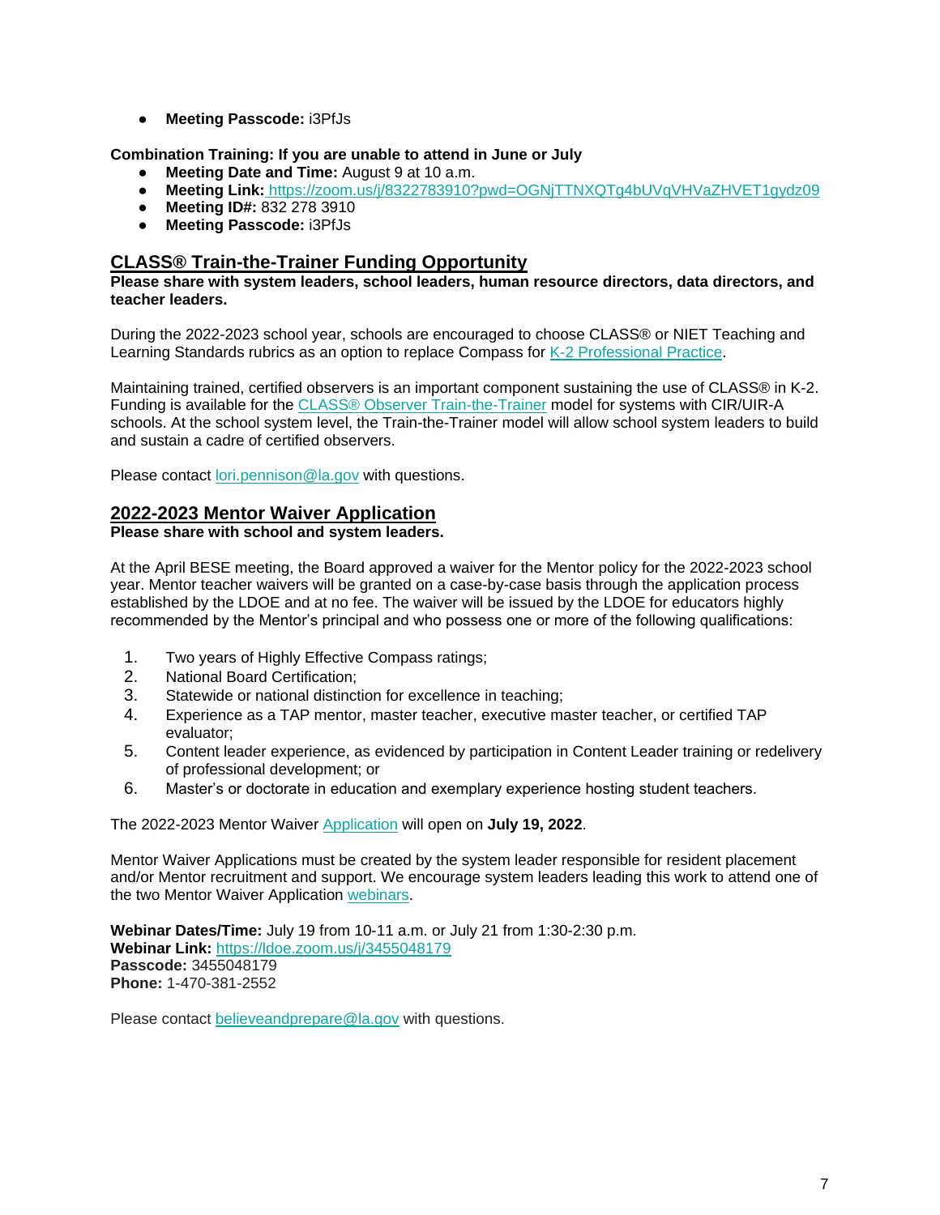- **Meeting Passcode:** i3PfJs

**Combination Training: If you are unable to attend in June or July**

- **Meeting Date and Time:** August 9 at 10 a.m.
- **Meeting Link:** https://zoom.us/j/8322783910?pwd=OGNjTTNXQTg4bUVqVHVaZHVET1gydz09
- **Meeting ID#:** 832 278 3910
- **Meeting Passcode:** i3PfJs

## CLASS® Train-the-Trainer Funding Opportunity

**Please share with system leaders, school leaders, human resource directors, data directors, and teacher leaders.**

During the 2022-2023 school year, schools are encouraged to choose CLASS® or NIET Teaching and Learning Standards rubrics as an option to replace Compass for K-2 Professional Practice.

Maintaining trained, certified observers is an important component sustaining the use of CLASS® in K-2. Funding is available for the CLASS® Observer Train-the-Trainer model for systems with CIR/UIR-A schools. At the school system level, the Train-the-Trainer model will allow school system leaders to build and sustain a cadre of certified observers.

Please contact lori.pennison@la.gov with questions.

## 2022-2023 Mentor Waiver Application

**Please share with school and system leaders.**

At the April BESE meeting, the Board approved a waiver for the Mentor policy for the 2022-2023 school year. Mentor teacher waivers will be granted on a case-by-case basis through the application process established by the LDOE and at no fee. The waiver will be issued by the LDOE for educators highly recommended by the Mentor's principal and who possess one or more of the following qualifications:

1. Two years of Highly Effective Compass ratings;
2. National Board Certification;
3. Statewide or national distinction for excellence in teaching;
4. Experience as a TAP mentor, master teacher, executive master teacher, or certified TAP evaluator;
5. Content leader experience, as evidenced by participation in Content Leader training or redelivery of professional development; or
6. Master's or doctorate in education and exemplary experience hosting student teachers.

The 2022-2023 Mentor Waiver Application will open on **July 19, 2022**.

Mentor Waiver Applications must be created by the system leader responsible for resident placement and/or Mentor recruitment and support. We encourage system leaders leading this work to attend one of the two Mentor Waiver Application webinars.

**Webinar Dates/Time:** July 19 from 10-11 a.m. or July 21 from 1:30-2:30 p.m.
**Webinar Link:** https://ldoe.zoom.us/j/3455048179
**Passcode:** 3455048179
**Phone:** 1-470-381-2552

Please contact believeandprepare@la.gov with questions.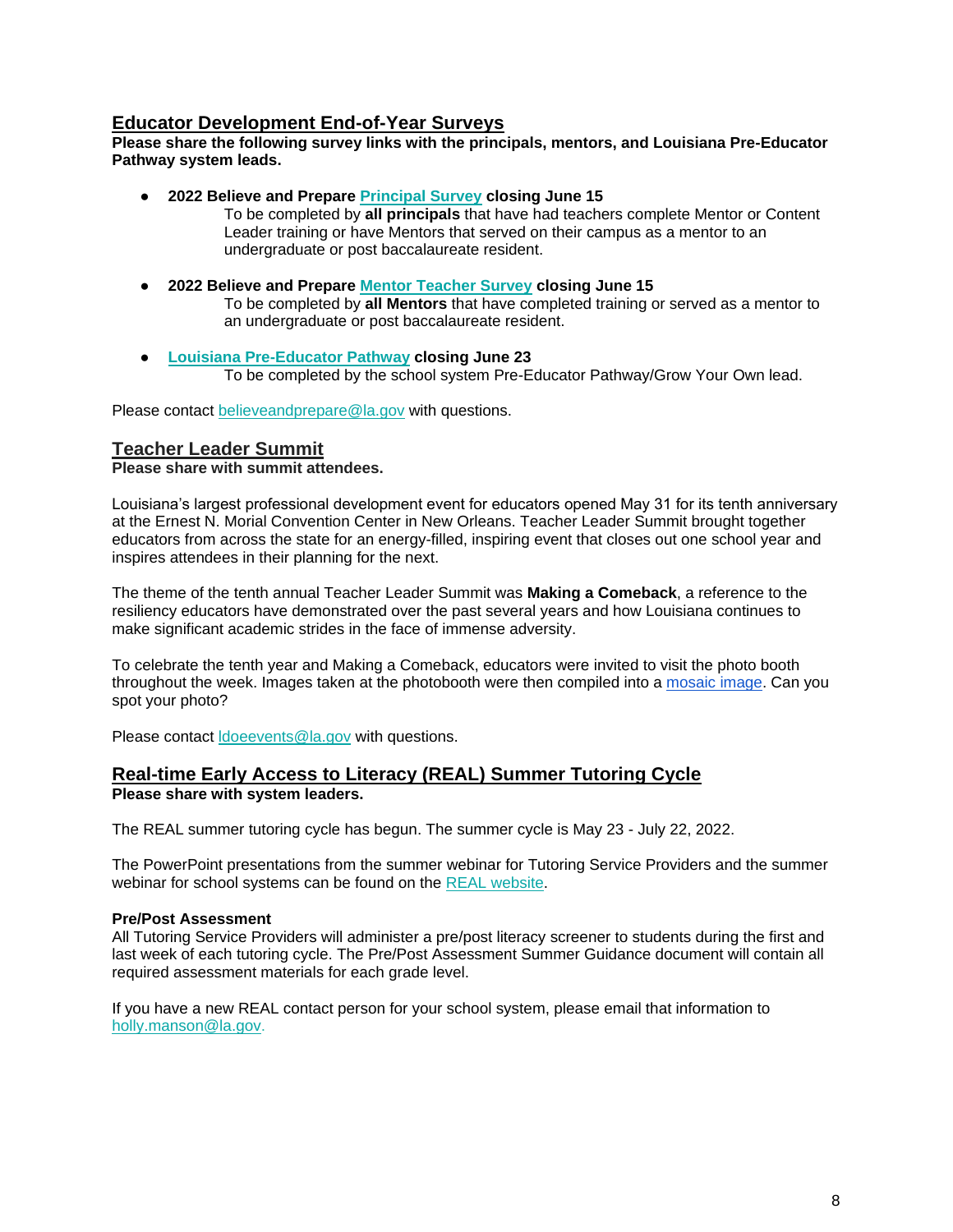## Educator Development End-of-Year Surveys

**Please share the following survey links with the principals, mentors, and Louisiana Pre-Educator Pathway system leads.**

- **2022 Believe and Prepare Principal Survey closing June 15**
  To be completed by **all principals** that have had teachers complete Mentor or Content Leader training or have Mentors that served on their campus as a mentor to an undergraduate or post baccalaureate resident.

- **2022 Believe and Prepare Mentor Teacher Survey closing June 15**
  To be completed by **all Mentors** that have completed training or served as a mentor to an undergraduate or post baccalaureate resident.

- **Louisiana Pre-Educator Pathway closing June 23**
  To be completed by the school system Pre-Educator Pathway/Grow Your Own lead.

Please contact believeandprepare@la.gov with questions.

## Teacher Leader Summit

**Please share with summit attendees.**

Louisiana's largest professional development event for educators opened May 31 for its tenth anniversary at the Ernest N. Morial Convention Center in New Orleans. Teacher Leader Summit brought together educators from across the state for an energy-filled, inspiring event that closes out one school year and inspires attendees in their planning for the next.

The theme of the tenth annual Teacher Leader Summit was **Making a Comeback**, a reference to the resiliency educators have demonstrated over the past several years and how Louisiana continues to make significant academic strides in the face of immense adversity.

To celebrate the tenth year and Making a Comeback, educators were invited to visit the photo booth throughout the week. Images taken at the photobooth were then compiled into a mosaic image. Can you spot your photo?

Please contact ldoeevents@la.gov with questions.

## Real-time Early Access to Literacy (REAL) Summer Tutoring Cycle

**Please share with system leaders.**

The REAL summer tutoring cycle has begun. The summer cycle is May 23 - July 22, 2022.

The PowerPoint presentations from the summer webinar for Tutoring Service Providers and the summer webinar for school systems can be found on the REAL website.

**Pre/Post Assessment**

All Tutoring Service Providers will administer a pre/post literacy screener to students during the first and last week of each tutoring cycle. The Pre/Post Assessment Summer Guidance document will contain all required assessment materials for each grade level.

If you have a new REAL contact person for your school system, please email that information to holly.manson@la.gov.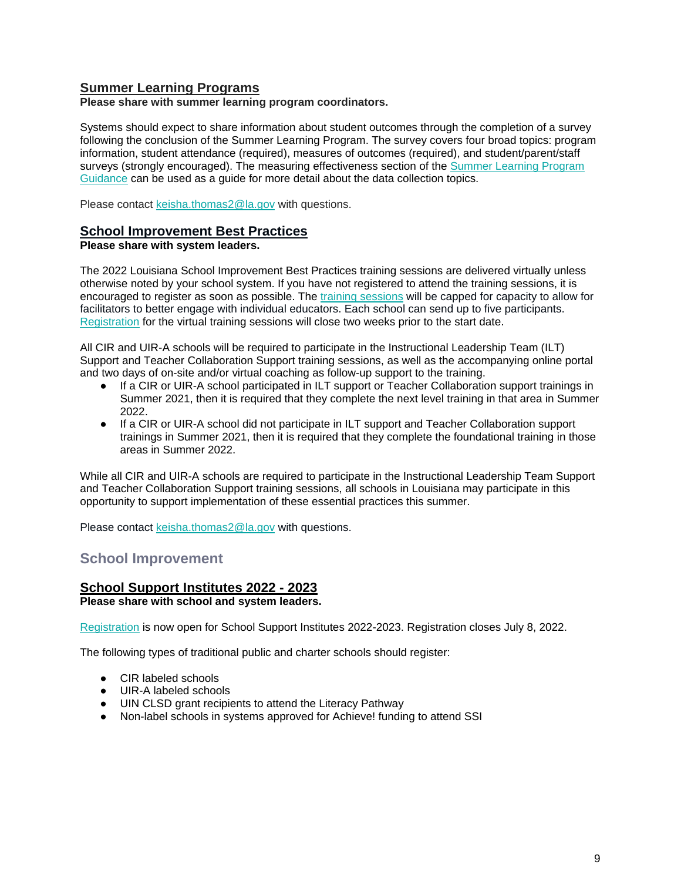## Summer Learning Programs

**Please share with summer learning program coordinators.**

Systems should expect to share information about student outcomes through the completion of a survey following the conclusion of the Summer Learning Program. The survey covers four broad topics: program information, student attendance (required), measures of outcomes (required), and student/parent/staff surveys (strongly encouraged). The measuring effectiveness section of the Summer Learning Program Guidance can be used as a guide for more detail about the data collection topics.

Please contact keisha.thomas2@la.gov with questions.

## School Improvement Best Practices

**Please share with system leaders.**

The 2022 Louisiana School Improvement Best Practices training sessions are delivered virtually unless otherwise noted by your school system. If you have not registered to attend the training sessions, it is encouraged to register as soon as possible. The training sessions will be capped for capacity to allow for facilitators to better engage with individual educators. Each school can send up to five participants. Registration for the virtual training sessions will close two weeks prior to the start date.

All CIR and UIR-A schools will be required to participate in the Instructional Leadership Team (ILT) Support and Teacher Collaboration Support training sessions, as well as the accompanying online portal and two days of on-site and/or virtual coaching as follow-up support to the training.

- If a CIR or UIR-A school participated in ILT support or Teacher Collaboration support trainings in Summer 2021, then it is required that they complete the next level training in that area in Summer 2022.
- If a CIR or UIR-A school did not participate in ILT support and Teacher Collaboration support trainings in Summer 2021, then it is required that they complete the foundational training in those areas in Summer 2022.

While all CIR and UIR-A schools are required to participate in the Instructional Leadership Team Support and Teacher Collaboration Support training sessions, all schools in Louisiana may participate in this opportunity to support implementation of these essential practices this summer.

Please contact keisha.thomas2@la.gov with questions.

# School Improvement

## School Support Institutes 2022 - 2023

**Please share with school and system leaders.**

Registration is now open for School Support Institutes 2022-2023. Registration closes July 8, 2022.

The following types of traditional public and charter schools should register:

- CIR labeled schools
- UIR-A labeled schools
- UIN CLSD grant recipients to attend the Literacy Pathway
- Non-label schools in systems approved for Achieve! funding to attend SSI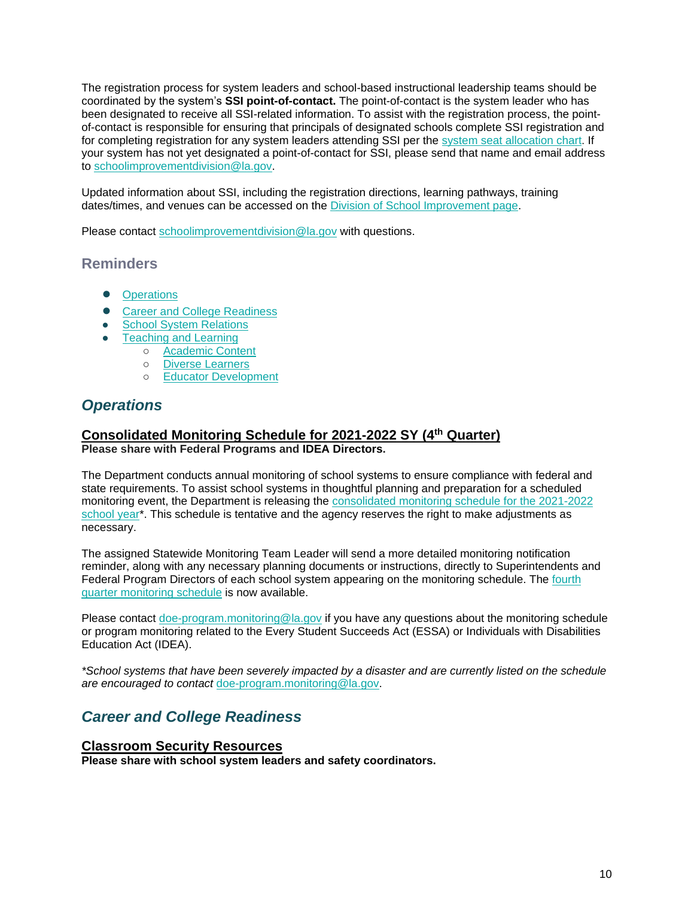The registration process for system leaders and school-based instructional leadership teams should be coordinated by the system's **SSI point-of-contact.** The point-of-contact is the system leader who has been designated to receive all SSI-related information. To assist with the registration process, the point-of-contact is responsible for ensuring that principals of designated schools complete SSI registration and for completing registration for any system leaders attending SSI per the [system seat allocation chart](). If your system has not yet designated a point-of-contact for SSI, please send that name and email address to [schoolimprovementdivision@la.gov]().

Updated information about SSI, including the registration directions, learning pathways, training dates/times, and venues can be accessed on the [Division of School Improvement page]().

Please contact [schoolimprovementdivision@la.gov]() with questions.

## Reminders

- [Operations]()
- [Career and College Readiness]()
- [School System Relations]()
- [Teaching and Learning]()
    - [Academic Content]()
    - [Diverse Learners]()
    - [Educator Development]()

## *Operations*

### Consolidated Monitoring Schedule for 2021-2022 SY (4th Quarter)

**Please share with Federal Programs and IDEA Directors.**

The Department conducts annual monitoring of school systems to ensure compliance with federal and state requirements. To assist school systems in thoughtful planning and preparation for a scheduled monitoring event, the Department is releasing the [consolidated monitoring schedule for the 2021-2022 school year]()*. This schedule is tentative and the agency reserves the right to make adjustments as necessary.

The assigned Statewide Monitoring Team Leader will send a more detailed monitoring notification reminder, along with any necessary planning documents or instructions, directly to Superintendents and Federal Program Directors of each school system appearing on the monitoring schedule. The [fourth quarter monitoring schedule]() is now available.

Please contact [doe-program.monitoring@la.gov]() if you have any questions about the monitoring schedule or program monitoring related to the Every Student Succeeds Act (ESSA) or Individuals with Disabilities Education Act (IDEA).

*\*School systems that have been severely impacted by a disaster and are currently listed on the schedule are encouraged to contact [doe-program.monitoring@la.gov]().*

## *Career and College Readiness*

### Classroom Security Resources

**Please share with school system leaders and safety coordinators.**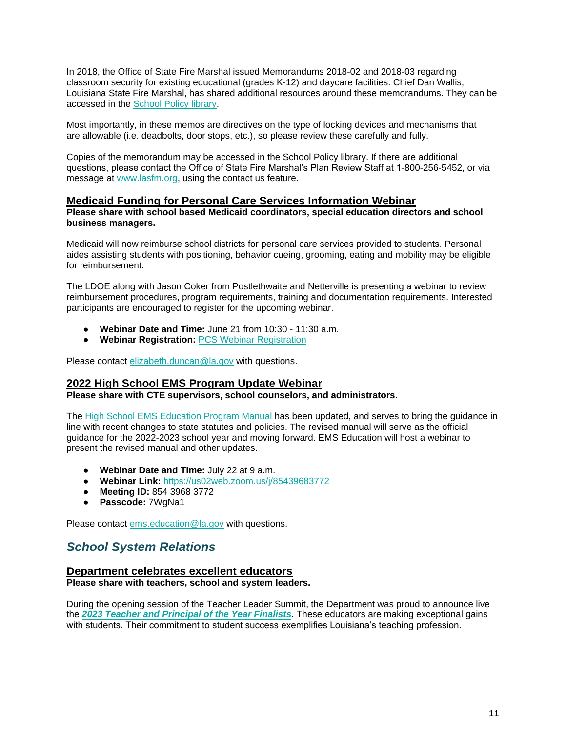In 2018, the Office of State Fire Marshal issued Memorandums 2018-02 and 2018-03 regarding classroom security for existing educational (grades K-12) and daycare facilities. Chief Dan Wallis, Louisiana State Fire Marshal, has shared additional resources around these memorandums. They can be accessed in the [School Policy library](#).

Most importantly, in these memos are directives on the type of locking devices and mechanisms that are allowable (i.e. deadbolts, door stops, etc.), so please review these carefully and fully.

Copies of the memorandum may be accessed in the School Policy library. If there are additional questions, please contact the Office of State Fire Marshal's Plan Review Staff at 1-800-256-5452, or via message at [www.lasfm.org](http://www.lasfm.org), using the contact us feature.

### Medicaid Funding for Personal Care Services Information Webinar

**Please share with school based Medicaid coordinators, special education directors and school business managers.**

Medicaid will now reimburse school districts for personal care services provided to students. Personal aides assisting students with positioning, behavior cueing, grooming, eating and mobility may be eligible for reimbursement.

The LDOE along with Jason Coker from Postlethwaite and Netterville is presenting a webinar to review reimbursement procedures, program requirements, training and documentation requirements. Interested participants are encouraged to register for the upcoming webinar.

- **Webinar Date and Time:** June 21 from 10:30 - 11:30 a.m.
- **Webinar Registration:** [PCS Webinar Registration](#)

Please contact [elizabeth.duncan@la.gov](mailto:elizabeth.duncan@la.gov) with questions.

### 2022 High School EMS Program Update Webinar

**Please share with CTE supervisors, school counselors, and administrators.**

The [High School EMS Education Program Manual](#) has been updated, and serves to bring the guidance in line with recent changes to state statutes and policies. The revised manual will serve as the official guidance for the 2022-2023 school year and moving forward. EMS Education will host a webinar to present the revised manual and other updates.

- **Webinar Date and Time:** July 22 at 9 a.m.
- **Webinar Link:** [https://us02web.zoom.us/j/85439683772](https://us02web.zoom.us/j/85439683772)
- **Meeting ID:** 854 3968 3772
- **Passcode:** 7WgNa1

Please contact [ems.education@la.gov](mailto:ems.education@la.gov) with questions.

## *School System Relations*

### Department celebrates excellent educators

**Please share with teachers, school and system leaders.**

During the opening session of the Teacher Leader Summit, the Department was proud to announce live the ***[2023 Teacher and Principal of the Year Finalists](#)***. These educators are making exceptional gains with students. Their commitment to student success exemplifies Louisiana's teaching profession.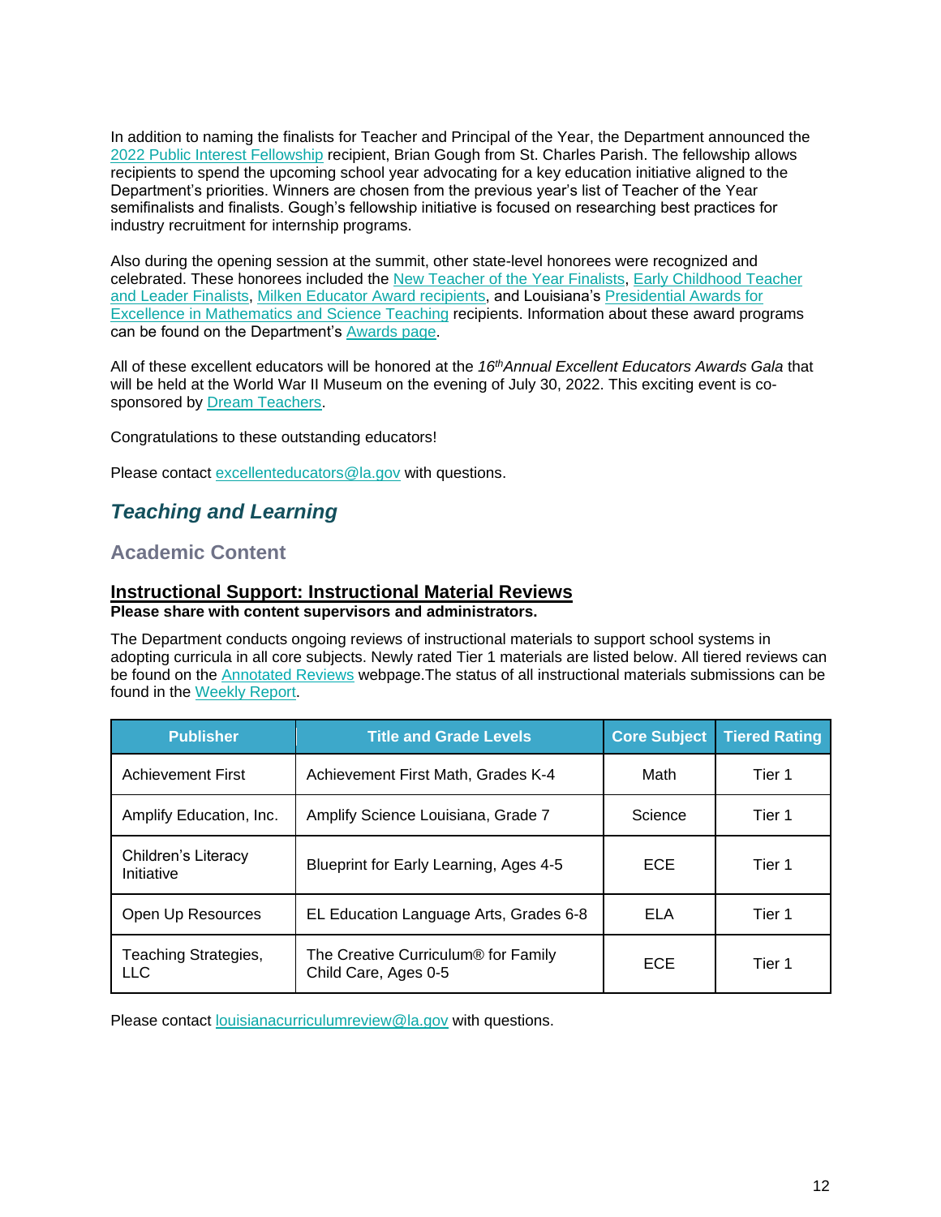In addition to naming the finalists for Teacher and Principal of the Year, the Department announced the 2022 Public Interest Fellowship recipient, Brian Gough from St. Charles Parish. The fellowship allows recipients to spend the upcoming school year advocating for a key education initiative aligned to the Department's priorities. Winners are chosen from the previous year's list of Teacher of the Year semifinalists and finalists. Gough's fellowship initiative is focused on researching best practices for industry recruitment for internship programs.

Also during the opening session at the summit, other state-level honorees were recognized and celebrated. These honorees included the New Teacher of the Year Finalists, Early Childhood Teacher and Leader Finalists, Milken Educator Award recipients, and Louisiana's Presidential Awards for Excellence in Mathematics and Science Teaching recipients. Information about these award programs can be found on the Department's Awards page.

All of these excellent educators will be honored at the *16th Annual Excellent Educators Awards Gala* that will be held at the World War II Museum on the evening of July 30, 2022. This exciting event is co-sponsored by Dream Teachers.

Congratulations to these outstanding educators!

Please contact excellenteducators@la.gov with questions.

## *Teaching and Learning*

### Academic Content

#### Instructional Support: Instructional Material Reviews

**Please share with content supervisors and administrators.**

The Department conducts ongoing reviews of instructional materials to support school systems in adopting curricula in all core subjects. Newly rated Tier 1 materials are listed below. All tiered reviews can be found on the Annotated Reviews webpage.The status of all instructional materials submissions can be found in the Weekly Report.

| Publisher | Title and Grade Levels | Core Subject | Tiered Rating |
|---|---|---|---|
| Achievement First | Achievement First Math, Grades K-4 | Math | Tier 1 |
| Amplify Education, Inc. | Amplify Science Louisiana, Grade 7 | Science | Tier 1 |
| Children's Literacy Initiative | Blueprint for Early Learning, Ages 4-5 | ECE | Tier 1 |
| Open Up Resources | EL Education Language Arts, Grades 6-8 | ELA | Tier 1 |
| Teaching Strategies, LLC | The Creative Curriculum® for Family Child Care, Ages 0-5 | ECE | Tier 1 |

Please contact louisianacurriculumreview@la.gov with questions.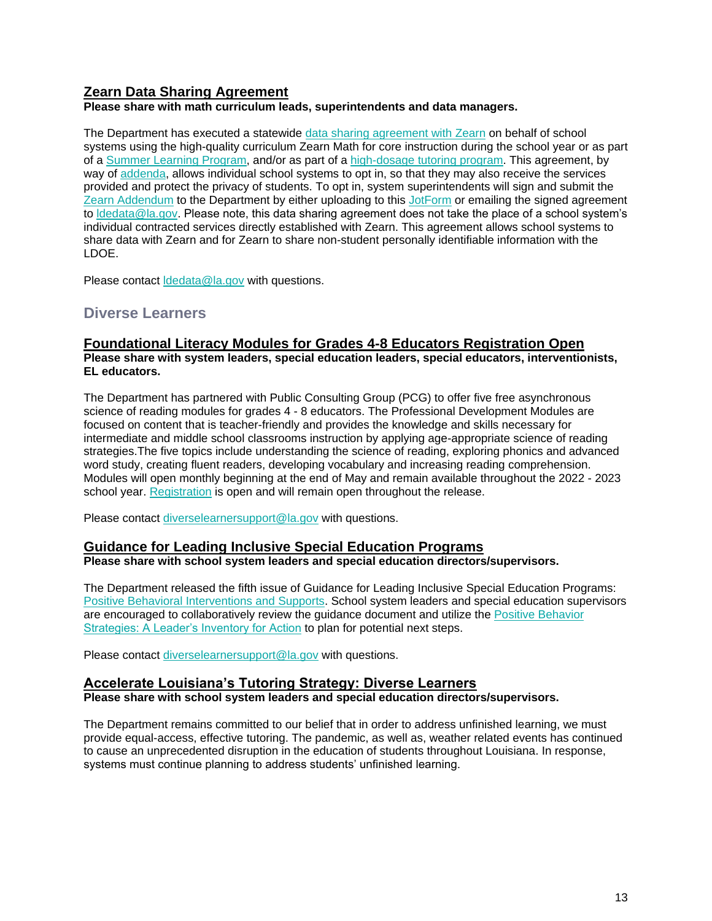### Zearn Data Sharing Agreement

**Please share with math curriculum leads, superintendents and data managers.**

The Department has executed a statewide data sharing agreement with Zearn on behalf of school systems using the high-quality curriculum Zearn Math for core instruction during the school year or as part of a Summer Learning Program, and/or as part of a high-dosage tutoring program. This agreement, by way of addenda, allows individual school systems to opt in, so that they may also receive the services provided and protect the privacy of students. To opt in, system superintendents will sign and submit the Zearn Addendum to the Department by either uploading to this JotForm or emailing the signed agreement to ldedata@la.gov. Please note, this data sharing agreement does not take the place of a school system's individual contracted services directly established with Zearn. This agreement allows school systems to share data with Zearn and for Zearn to share non-student personally identifiable information with the LDOE.

Please contact ldedata@la.gov with questions.

## Diverse Learners

### Foundational Literacy Modules for Grades 4-8 Educators Registration Open

**Please share with system leaders, special education leaders, special educators, interventionists, EL educators.**

The Department has partnered with Public Consulting Group (PCG) to offer five free asynchronous science of reading modules for grades 4 - 8 educators. The Professional Development Modules are focused on content that is teacher-friendly and provides the knowledge and skills necessary for intermediate and middle school classrooms instruction by applying age-appropriate science of reading strategies.The five topics include understanding the science of reading, exploring phonics and advanced word study, creating fluent readers, developing vocabulary and increasing reading comprehension. Modules will open monthly beginning at the end of May and remain available throughout the 2022 - 2023 school year. Registration is open and will remain open throughout the release.

Please contact diverselearnersupport@la.gov with questions.

### Guidance for Leading Inclusive Special Education Programs

**Please share with school system leaders and special education directors/supervisors.**

The Department released the fifth issue of Guidance for Leading Inclusive Special Education Programs: Positive Behavioral Interventions and Supports. School system leaders and special education supervisors are encouraged to collaboratively review the guidance document and utilize the Positive Behavior Strategies: A Leader's Inventory for Action to plan for potential next steps.

Please contact diverselearnersupport@la.gov with questions.

### Accelerate Louisiana's Tutoring Strategy: Diverse Learners

**Please share with school system leaders and special education directors/supervisors.**

The Department remains committed to our belief that in order to address unfinished learning, we must provide equal-access, effective tutoring. The pandemic, as well as, weather related events has continued to cause an unprecedented disruption in the education of students throughout Louisiana. In response, systems must continue planning to address students' unfinished learning.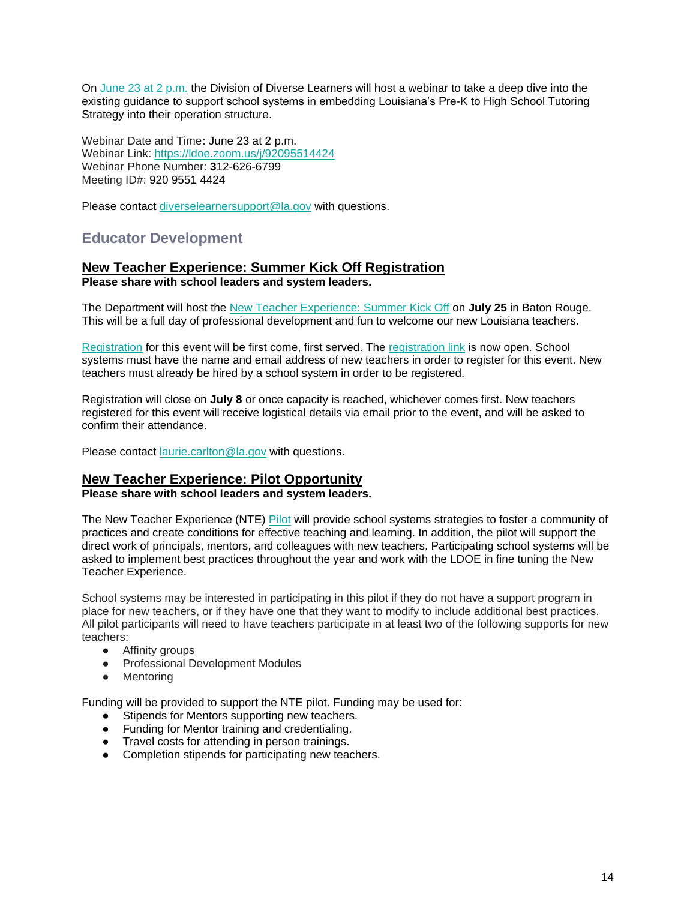On June 23 at 2 p.m. the Division of Diverse Learners will host a webinar to take a deep dive into the existing guidance to support school systems in embedding Louisiana's Pre-K to High School Tutoring Strategy into their operation structure.

Webinar Date and Time**:** June 23 at 2 p.m.
Webinar Link: https://ldoe.zoom.us/j/92095514424
Webinar Phone Number: **3**12-626-6799
Meeting ID#: 920 9551 4424

Please contact diverselearnersupport@la.gov with questions.

## Educator Development

### New Teacher Experience: Summer Kick Off Registration

**Please share with school leaders and system leaders.**

The Department will host the New Teacher Experience: Summer Kick Off on **July 25** in Baton Rouge. This will be a full day of professional development and fun to welcome our new Louisiana teachers.

Registration for this event will be first come, first served. The registration link is now open. School systems must have the name and email address of new teachers in order to register for this event. New teachers must already be hired by a school system in order to be registered.

Registration will close on **July 8** or once capacity is reached, whichever comes first. New teachers registered for this event will receive logistical details via email prior to the event, and will be asked to confirm their attendance.

Please contact laurie.carlton@la.gov with questions.

### New Teacher Experience: Pilot Opportunity

**Please share with school leaders and system leaders.**

The New Teacher Experience (NTE) Pilot will provide school systems strategies to foster a community of practices and create conditions for effective teaching and learning. In addition, the pilot will support the direct work of principals, mentors, and colleagues with new teachers. Participating school systems will be asked to implement best practices throughout the year and work with the LDOE in fine tuning the New Teacher Experience.

School systems may be interested in participating in this pilot if they do not have a support program in place for new teachers, or if they have one that they want to modify to include additional best practices. All pilot participants will need to have teachers participate in at least two of the following supports for new teachers:

- Affinity groups
- Professional Development Modules
- Mentoring

Funding will be provided to support the NTE pilot. Funding may be used for:

- Stipends for Mentors supporting new teachers.
- Funding for Mentor training and credentialing.
- Travel costs for attending in person trainings.
- Completion stipends for participating new teachers.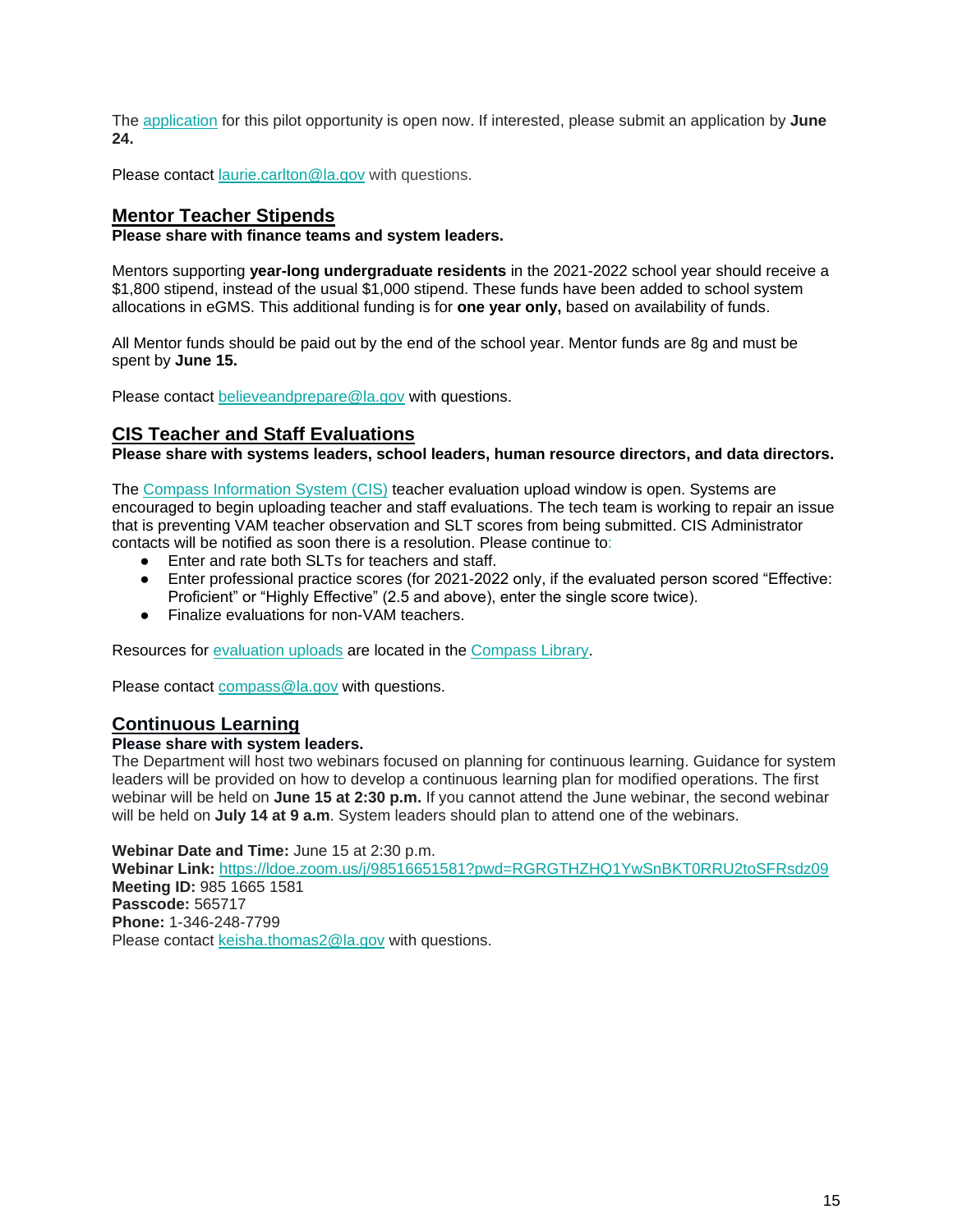The [application](#) for this pilot opportunity is open now. If interested, please submit an application by **June 24.**

Please contact [laurie.carlton@la.gov](mailto:laurie.carlton@la.gov) with questions.

## Mentor Teacher Stipends

**Please share with finance teams and system leaders.**

Mentors supporting **year-long undergraduate residents** in the 2021-2022 school year should receive a $1,800 stipend, instead of the usual $1,000 stipend. These funds have been added to school system allocations in eGMS. This additional funding is for **one year only,** based on availability of funds.

All Mentor funds should be paid out by the end of the school year. Mentor funds are 8g and must be spent by **June 15.**

Please contact [believeandprepare@la.gov](mailto:believeandprepare@la.gov) with questions.

## CIS Teacher and Staff Evaluations

**Please share with systems leaders, school leaders, human resource directors, and data directors.**

The [Compass Information System (CIS)](#) teacher evaluation upload window is open. Systems are encouraged to begin uploading teacher and staff evaluations. The tech team is working to repair an issue that is preventing VAM teacher observation and SLT scores from being submitted. CIS Administrator contacts will be notified as soon there is a resolution. Please continue to:

- Enter and rate both SLTs for teachers and staff.
- Enter professional practice scores (for 2021-2022 only, if the evaluated person scored "Effective: Proficient" or "Highly Effective" (2.5 and above), enter the single score twice).
- Finalize evaluations for non-VAM teachers.

Resources for [evaluation uploads](#) are located in the [Compass Library](#).

Please contact [compass@la.gov](mailto:compass@la.gov) with questions.

## Continuous Learning

**Please share with system leaders.**

The Department will host two webinars focused on planning for continuous learning. Guidance for system leaders will be provided on how to develop a continuous learning plan for modified operations. The first webinar will be held on **June 15 at 2:30 p.m.** If you cannot attend the June webinar, the second webinar will be held on **July 14 at 9 a.m**. System leaders should plan to attend one of the webinars.

**Webinar Date and Time:** June 15 at 2:30 p.m.
**Webinar Link:** [https://ldoe.zoom.us/j/98516651581?pwd=RGRGTHZHQ1YwSnBKT0RRU2toSFRsdz09](https://ldoe.zoom.us/j/98516651581?pwd=RGRGTHZHQ1YwSnBKT0RRU2toSFRsdz09)
**Meeting ID:** 985 1665 1581
**Passcode:** 565717
**Phone:** 1-346-248-7799
Please contact [keisha.thomas2@la.gov](mailto:keisha.thomas2@la.gov) with questions.